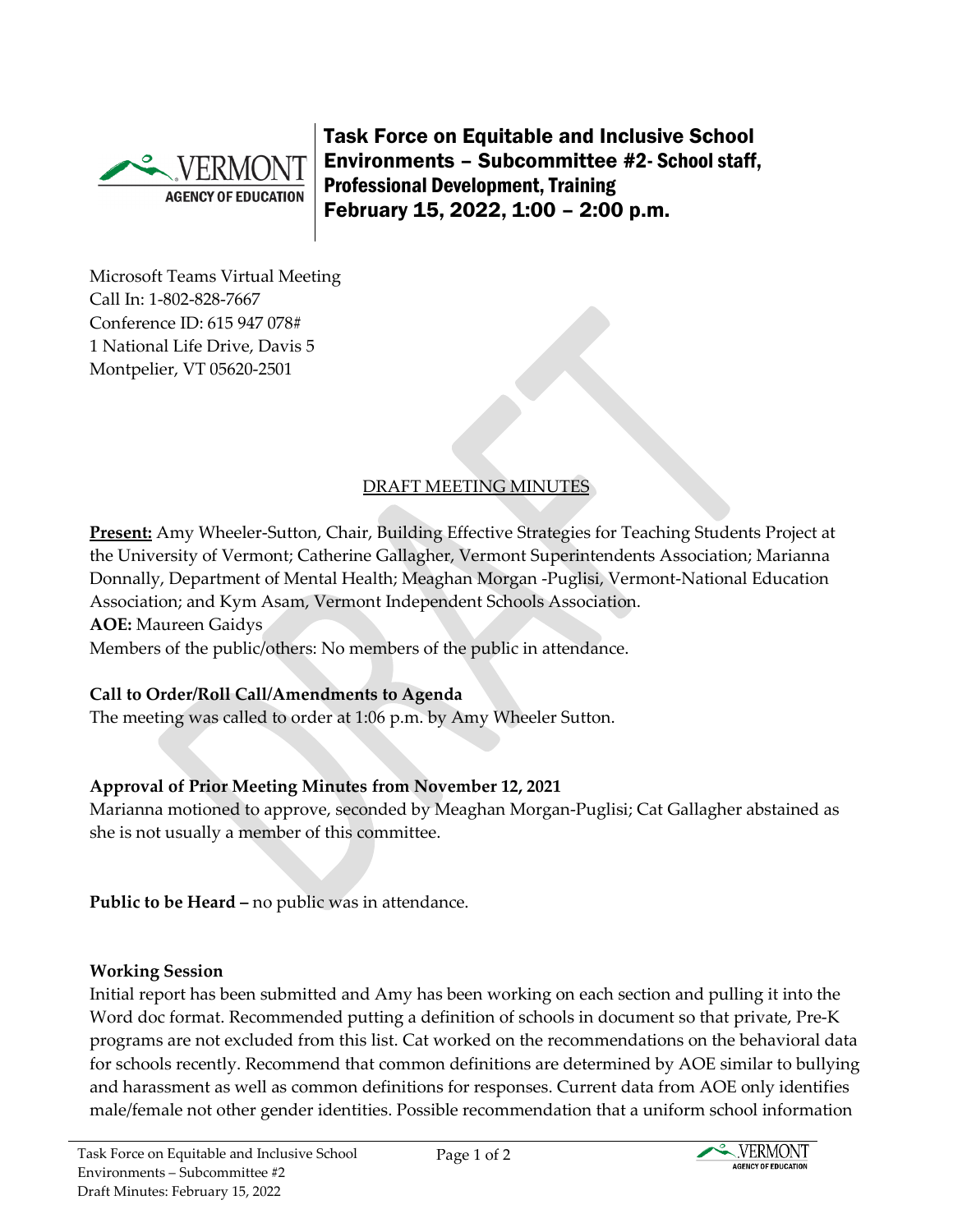# Task Force on Equitable and Inclusive School Environments – Subcommittee #2- School staff, Professional Development, Training
# February 15, 2022, 1:00 – 2:00 p.m.

Microsoft Teams Virtual Meeting
Call In: 1-802-828-7667
Conference ID: 615 947 078#
1 National Life Drive, Davis 5
Montpelier, VT 05620-2501

## DRAFT MEETING MINUTES

**Present:** Amy Wheeler-Sutton, Chair, Building Effective Strategies for Teaching Students Project at the University of Vermont; Catherine Gallagher, Vermont Superintendents Association; Marianna Donnally, Department of Mental Health; Meaghan Morgan -Puglisi, Vermont-National Education Association; and Kym Asam, Vermont Independent Schools Association.
**AOE:** Maureen Gaidys
Members of the public/others: No members of the public in attendance.

**Call to Order/Roll Call/Amendments to Agenda**
The meeting was called to order at 1:06 p.m. by Amy Wheeler Sutton.

**Approval of Prior Meeting Minutes from November 12, 2021**
Marianna motioned to approve, seconded by Meaghan Morgan-Puglisi; Cat Gallagher abstained as she is not usually a member of this committee.

**Public to be Heard –** no public was in attendance.

**Working Session**
Initial report has been submitted and Amy has been working on each section and pulling it into the Word doc format. Recommended putting a definition of schools in document so that private, Pre-K programs are not excluded from this list. Cat worked on the recommendations on the behavioral data for schools recently. Recommend that common definitions are determined by AOE similar to bullying and harassment as well as common definitions for responses. Current data from AOE only identifies male/female not other gender identities. Possible recommendation that a uniform school information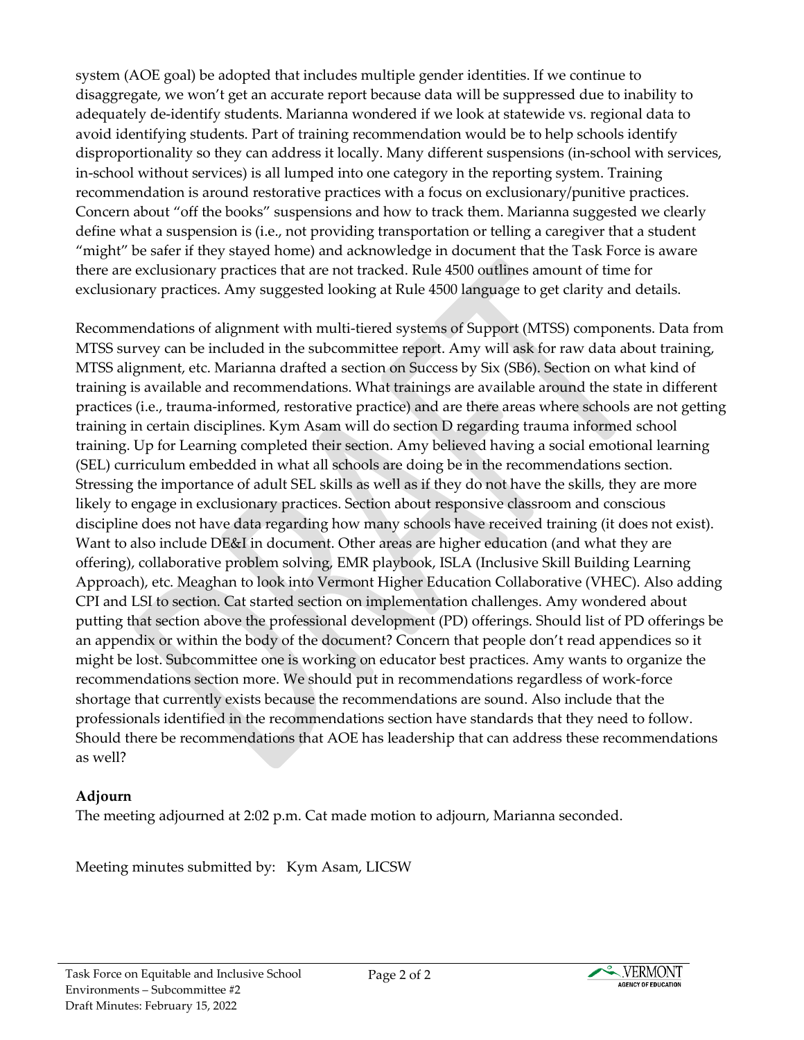system (AOE goal) be adopted that includes multiple gender identities. If we continue to disaggregate, we won't get an accurate report because data will be suppressed due to inability to adequately de-identify students. Marianna wondered if we look at statewide vs. regional data to avoid identifying students. Part of training recommendation would be to help schools identify disproportionality so they can address it locally. Many different suspensions (in-school with services, in-school without services) is all lumped into one category in the reporting system. Training recommendation is around restorative practices with a focus on exclusionary/punitive practices. Concern about "off the books" suspensions and how to track them. Marianna suggested we clearly define what a suspension is (i.e., not providing transportation or telling a caregiver that a student "might" be safer if they stayed home) and acknowledge in document that the Task Force is aware there are exclusionary practices that are not tracked. Rule 4500 outlines amount of time for exclusionary practices. Amy suggested looking at Rule 4500 language to get clarity and details.

Recommendations of alignment with multi-tiered systems of Support (MTSS) components. Data from MTSS survey can be included in the subcommittee report. Amy will ask for raw data about training, MTSS alignment, etc. Marianna drafted a section on Success by Six (SB6). Section on what kind of training is available and recommendations. What trainings are available around the state in different practices (i.e., trauma-informed, restorative practice) and are there areas where schools are not getting training in certain disciplines. Kym Asam will do section D regarding trauma informed school training. Up for Learning completed their section. Amy believed having a social emotional learning (SEL) curriculum embedded in what all schools are doing be in the recommendations section. Stressing the importance of adult SEL skills as well as if they do not have the skills, they are more likely to engage in exclusionary practices. Section about responsive classroom and conscious discipline does not have data regarding how many schools have received training (it does not exist). Want to also include DE&I in document. Other areas are higher education (and what they are offering), collaborative problem solving, EMR playbook, ISLA (Inclusive Skill Building Learning Approach), etc. Meaghan to look into Vermont Higher Education Collaborative (VHEC). Also adding CPI and LSI to section. Cat started section on implementation challenges. Amy wondered about putting that section above the professional development (PD) offerings. Should list of PD offerings be an appendix or within the body of the document? Concern that people don't read appendices so it might be lost. Subcommittee one is working on educator best practices. Amy wants to organize the recommendations section more. We should put in recommendations regardless of work-force shortage that currently exists because the recommendations are sound. Also include that the professionals identified in the recommendations section have standards that they need to follow. Should there be recommendations that AOE has leadership that can address these recommendations as well?

**Adjourn**

The meeting adjourned at 2:02 p.m. Cat made motion to adjourn, Marianna seconded.

Meeting minutes submitted by: Kym Asam, LICSW